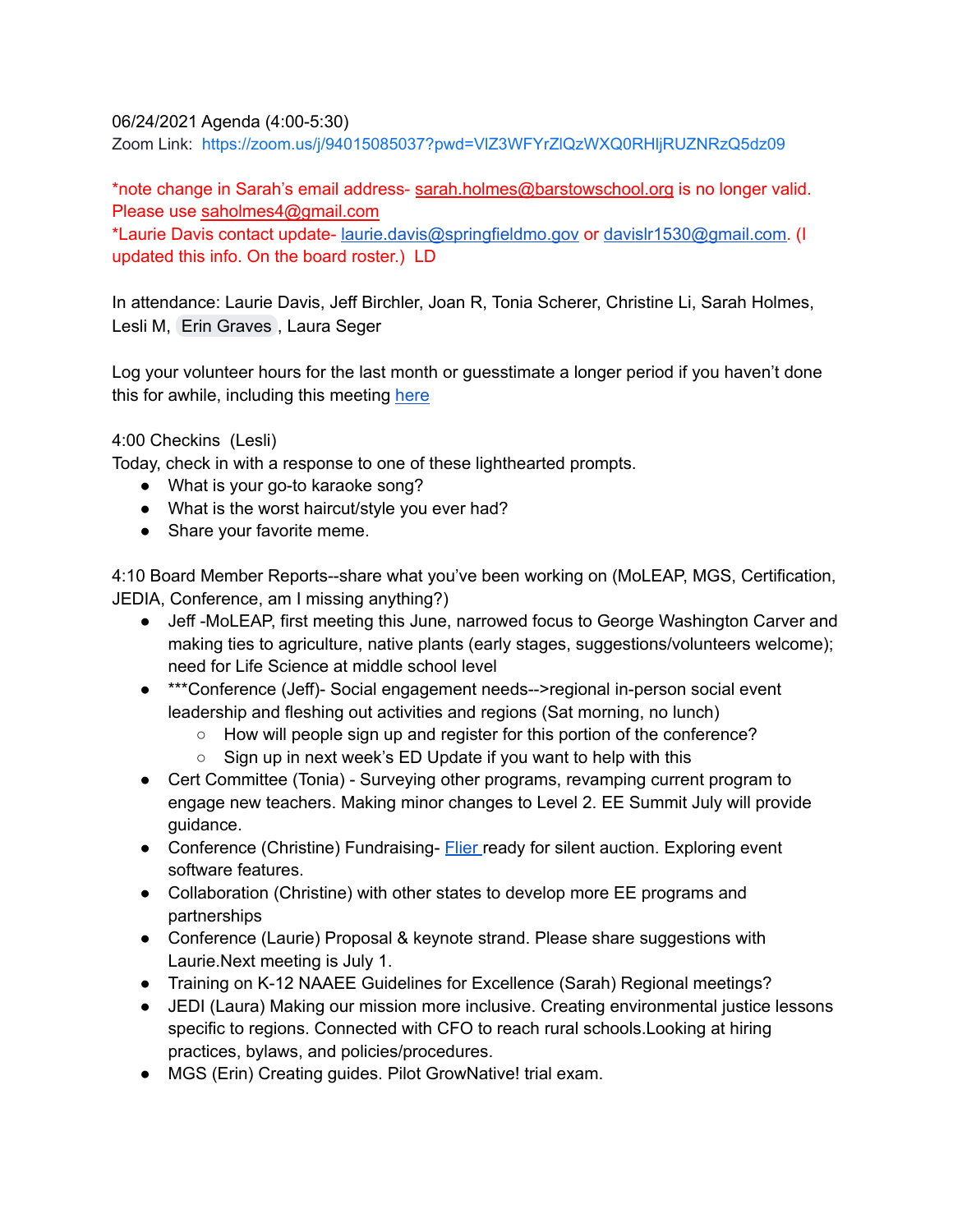06/24/2021 Agenda (4:00-5:30)
Zoom Link: https://zoom.us/j/94015085037?pwd=VlZ3WFYrZlQzWXQ0RHljRUZNRzQ5dz09

*note change in Sarah's email address- sarah.holmes@barstowschool.org is no longer valid. Please use saholmes4@gmail.com
*Laurie Davis contact update- laurie.davis@springfieldmo.gov or davislr1530@gmail.com. (I updated this info. On the board roster.) LD

In attendance: Laurie Davis, Jeff Birchler, Joan R, Tonia Scherer, Christine Li, Sarah Holmes, Lesli M, Erin Graves, Laura Seger

Log your volunteer hours for the last month or guesstimate a longer period if you haven't done this for awhile, including this meeting here

4:00 Checkins (Lesli)
Today, check in with a response to one of these lighthearted prompts.

- What is your go-to karaoke song?
- What is the worst haircut/style you ever had?
- Share your favorite meme.

4:10 Board Member Reports--share what you've been working on (MoLEAP, MGS, Certification, JEDIA, Conference, am I missing anything?)

- Jeff -MoLEAP, first meeting this June, narrowed focus to George Washington Carver and making ties to agriculture, native plants (early stages, suggestions/volunteers welcome); need for Life Science at middle school level
- ***Conference (Jeff)- Social engagement needs-->regional in-person social event leadership and fleshing out activities and regions (Sat morning, no lunch)
  - How will people sign up and register for this portion of the conference?
  - Sign up in next week's ED Update if you want to help with this
- Cert Committee (Tonia) - Surveying other programs, revamping current program to engage new teachers. Making minor changes to Level 2. EE Summit July will provide guidance.
- Conference (Christine) Fundraising- Flier ready for silent auction. Exploring event software features.
- Collaboration (Christine) with other states to develop more EE programs and partnerships
- Conference (Laurie) Proposal & keynote strand. Please share suggestions with Laurie.Next meeting is July 1.
- Training on K-12 NAAEE Guidelines for Excellence (Sarah) Regional meetings?
- JEDI (Laura) Making our mission more inclusive. Creating environmental justice lessons specific to regions. Connected with CFO to reach rural schools.Looking at hiring practices, bylaws, and policies/procedures.
- MGS (Erin) Creating guides. Pilot GrowNative! trial exam.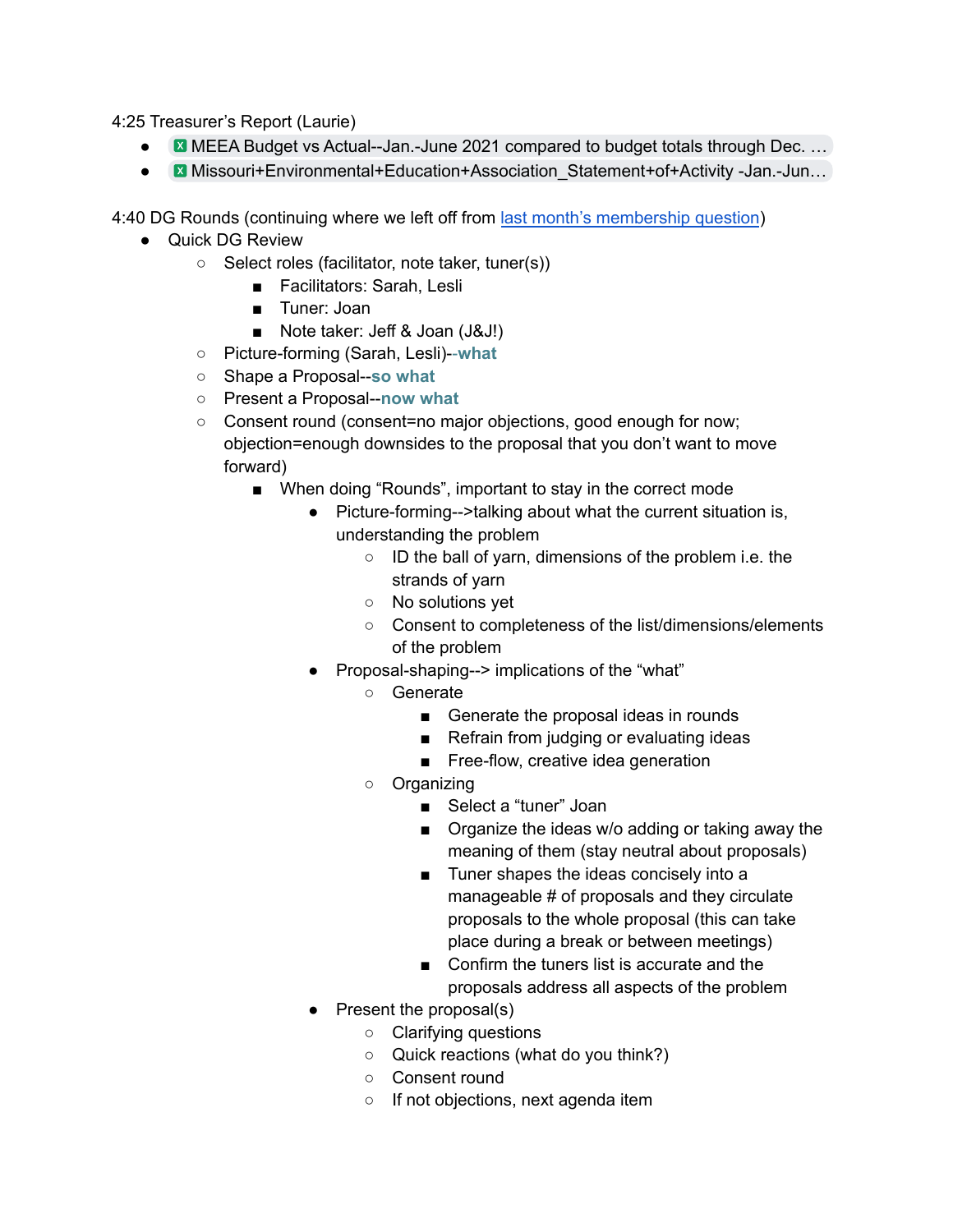4:25 Treasurer's Report (Laurie)

- MEEA Budget vs Actual--Jan.-June 2021 compared to budget totals through Dec. …
- Missouri+Environmental+Education+Association_Statement+of+Activity -Jan.-Jun…

4:40 DG Rounds (continuing where we left off from [last month's membership question])

- Quick DG Review
  - Select roles (facilitator, note taker, tuner(s))
    - Facilitators: Sarah, Lesli
    - Tuner: Joan
    - Note taker: Jeff & Joan (J&J!)
  - Picture-forming (Sarah, Lesli)--**what**
  - Shape a Proposal--**so what**
  - Present a Proposal--**now what**
  - Consent round (consent=no major objections, good enough for now; objection=enough downsides to the proposal that you don't want to move forward)
    - When doing "Rounds", important to stay in the correct mode
      - Picture-forming-->talking about what the current situation is, understanding the problem
        - ID the ball of yarn, dimensions of the problem i.e. the strands of yarn
        - No solutions yet
        - Consent to completeness of the list/dimensions/elements of the problem
      - Proposal-shaping--> implications of the "what"
        - Generate
          - Generate the proposal ideas in rounds
          - Refrain from judging or evaluating ideas
          - Free-flow, creative idea generation
        - Organizing
          - Select a "tuner" Joan
          - Organize the ideas w/o adding or taking away the meaning of them (stay neutral about proposals)
          - Tuner shapes the ideas concisely into a manageable # of proposals and they circulate proposals to the whole proposal (this can take place during a break or between meetings)
          - Confirm the tuners list is accurate and the proposals address all aspects of the problem
      - Present the proposal(s)
        - Clarifying questions
        - Quick reactions (what do you think?)
        - Consent round
        - If not objections, next agenda item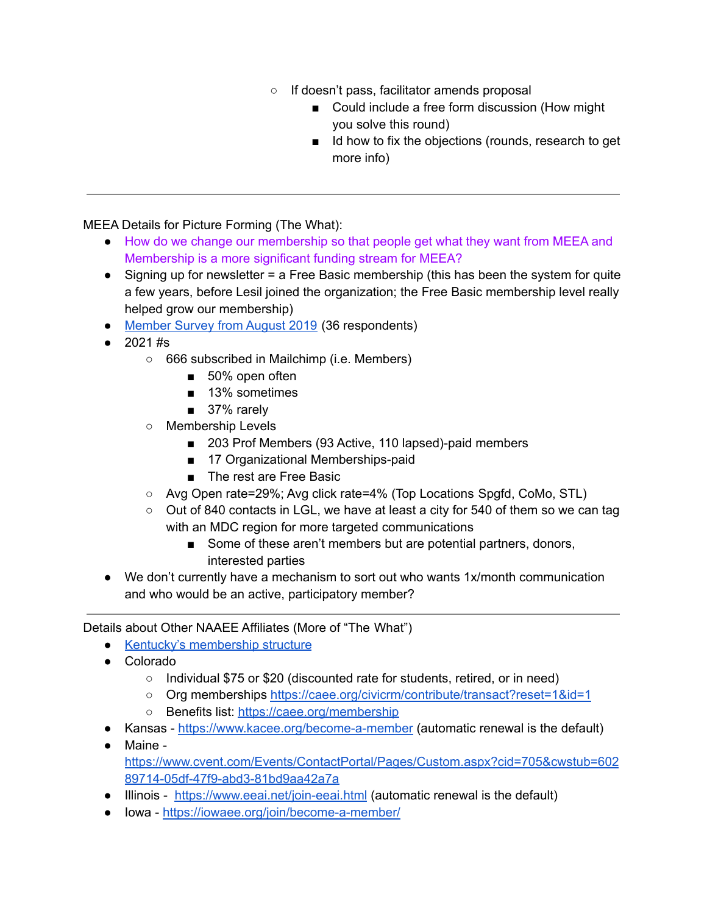- If doesn't pass, facilitator amends proposal
  - Could include a free form discussion (How might you solve this round)
  - Id how to fix the objections (rounds, research to get more info)

---

MEEA Details for Picture Forming (The What):

- How do we change our membership so that people get what they want from MEEA and Membership is a more significant funding stream for MEEA?
- Signing up for newsletter = a Free Basic membership (this has been the system for quite a few years, before Lesil joined the organization; the Free Basic membership level really helped grow our membership)
- Member Survey from August 2019 (36 respondents)
- 2021 #s
  - 666 subscribed in Mailchimp (i.e. Members)
    - 50% open often
    - 13% sometimes
    - 37% rarely
  - Membership Levels
    - 203 Prof Members (93 Active, 110 lapsed)-paid members
    - 17 Organizational Memberships-paid
    - The rest are Free Basic
  - Avg Open rate=29%; Avg click rate=4% (Top Locations Spgfd, CoMo, STL)
  - Out of 840 contacts in LGL, we have at least a city for 540 of them so we can tag with an MDC region for more targeted communications
    - Some of these aren't members but are potential partners, donors, interested parties
- We don't currently have a mechanism to sort out who wants 1x/month communication and who would be an active, participatory member?

---

Details about Other NAAEE Affiliates (More of "The What")

- Kentucky's membership structure
- Colorado
  - Individual $75 or $20 (discounted rate for students, retired, or in need)
  - Org memberships https://caee.org/civicrm/contribute/transact?reset=1&id=1
  - Benefits list: https://caee.org/membership
- Kansas - https://www.kacee.org/become-a-member (automatic renewal is the default)
- Maine - https://www.cvent.com/Events/ContactPortal/Pages/Custom.aspx?cid=705&cwstub=60289714-05df-47f9-abd3-81bd9aa42a7a
- Illinois - https://www.eeai.net/join-eeai.html (automatic renewal is the default)
- Iowa - https://iowaee.org/join/become-a-member/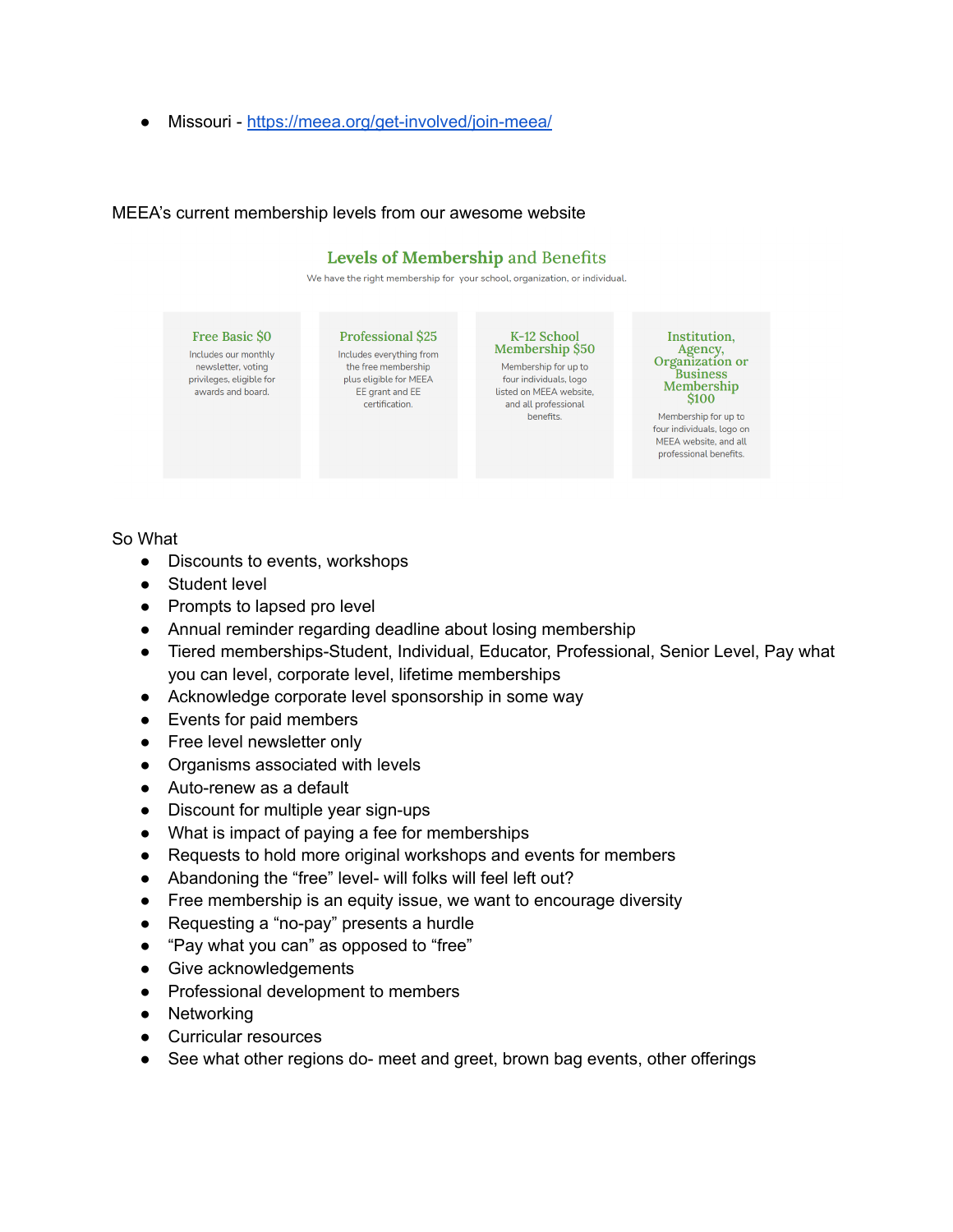- Missouri - https://meea.org/get-involved/join-meea/

MEEA's current membership levels from our awesome website

**Levels of Membership** and Benefits

We have the right membership for your school, organization, or individual.

| Free Basic $0 | Professional $25 | K-12 School Membership $50 | Institution, Agency, Organization or Business Membership $100 |
|---|---|---|---|
| Includes our monthly newsletter, voting privileges, eligible for awards and board. | Includes everything from the free membership plus eligible for MEEA EE grant and EE certification. | Membership for up to four individuals, logo listed on MEEA website, and all professional benefits. | Membership for up to four individuals, logo on MEEA website, and all professional benefits. |

So What

- Discounts to events, workshops
- Student level
- Prompts to lapsed pro level
- Annual reminder regarding deadline about losing membership
- Tiered memberships-Student, Individual, Educator, Professional, Senior Level, Pay what you can level, corporate level, lifetime memberships
- Acknowledge corporate level sponsorship in some way
- Events for paid members
- Free level newsletter only
- Organisms associated with levels
- Auto-renew as a default
- Discount for multiple year sign-ups
- What is impact of paying a fee for memberships
- Requests to hold more original workshops and events for members
- Abandoning the "free" level- will folks will feel left out?
- Free membership is an equity issue, we want to encourage diversity
- Requesting a "no-pay" presents a hurdle
- "Pay what you can" as opposed to "free"
- Give acknowledgements
- Professional development to members
- Networking
- Curricular resources
- See what other regions do- meet and greet, brown bag events, other offerings